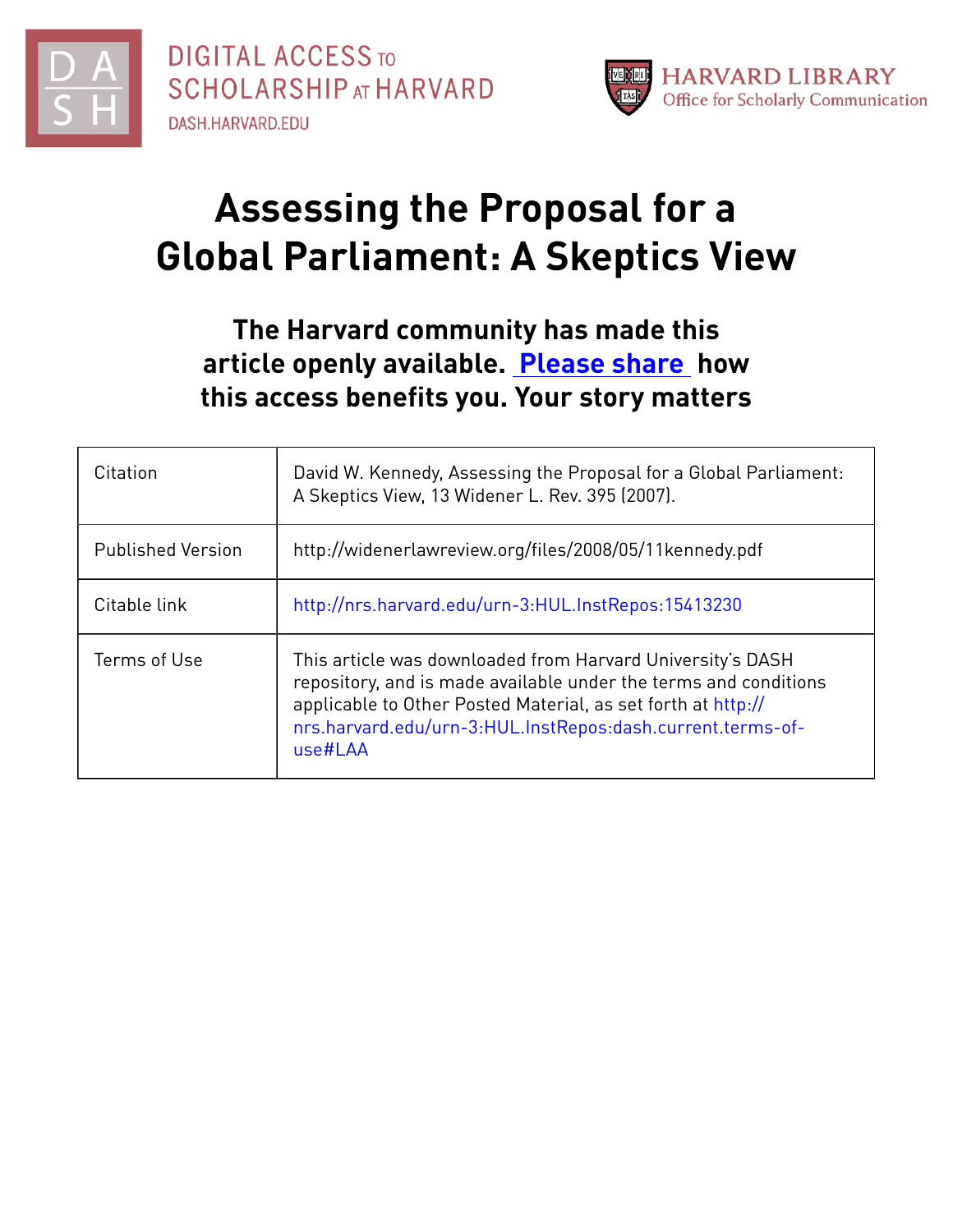DIGITAL ACCESS TO SCHOLARSHIP AT HARVARD

DASH.HARVARD.EDU

HARVARD LIBRARY
Office for Scholarly Communication

# Assessing the Proposal for a Global Parliament: A Skeptics View

## The Harvard community has made this article openly available. Please share how this access benefits you. Your story matters

| | |
|---|---|
| Citation | David W. Kennedy, Assessing the Proposal for a Global Parliament: A Skeptics View, 13 Widener L. Rev. 395 (2007). |
| Published Version | http://widenerlawreview.org/files/2008/05/11kennedy.pdf |
| Citable link | http://nrs.harvard.edu/urn-3:HUL.InstRepos:15413230 |
| Terms of Use | This article was downloaded from Harvard University's DASH repository, and is made available under the terms and conditions applicable to Other Posted Material, as set forth at http://nrs.harvard.edu/urn-3:HUL.InstRepos:dash.current.terms-of-use#LAA |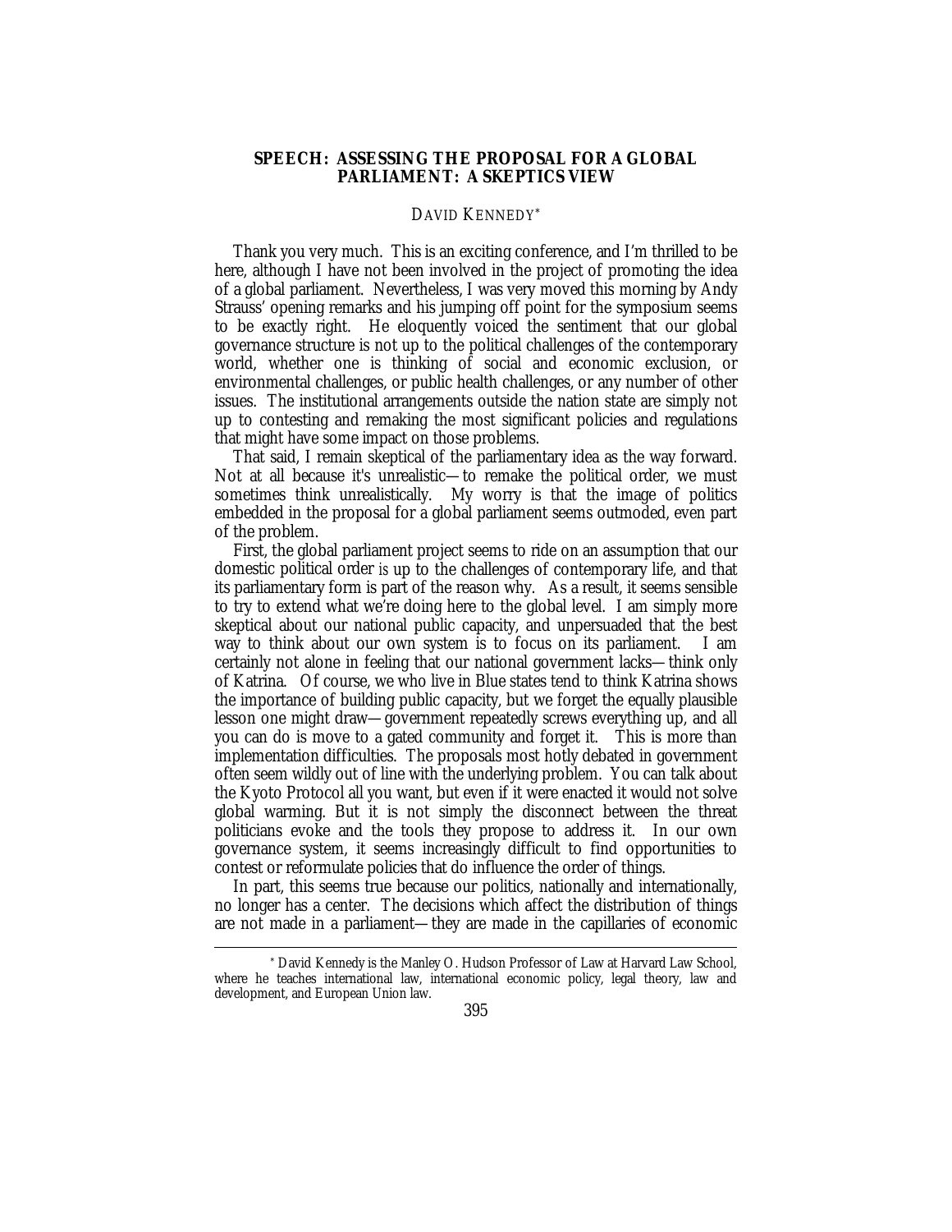# SPEECH: ASSESSING THE PROPOSAL FOR A GLOBAL PARLIAMENT: A SKEPTICS VIEW

DAVID KENNEDY*

Thank you very much. This is an exciting conference, and I'm thrilled to be here, although I have not been involved in the project of promoting the idea of a global parliament. Nevertheless, I was very moved this morning by Andy Strauss' opening remarks and his jumping off point for the symposium seems to be exactly right. He eloquently voiced the sentiment that our global governance structure is not up to the political challenges of the contemporary world, whether one is thinking of social and economic exclusion, or environmental challenges, or public health challenges, or any number of other issues. The institutional arrangements outside the nation state are simply not up to contesting and remaking the most significant policies and regulations that might have some impact on those problems.

That said, I remain skeptical of the parliamentary idea as the way forward. Not at all because it's unrealistic—to remake the political order, we must sometimes think unrealistically. My worry is that the image of politics embedded in the proposal for a global parliament seems outmoded, even part of the problem.

First, the global parliament project seems to ride on an assumption that our domestic political order is up to the challenges of contemporary life, and that its parliamentary form is part of the reason why. As a result, it seems sensible to try to extend what we're doing here to the global level. I am simply more skeptical about our national public capacity, and unpersuaded that the best way to think about our own system is to focus on its parliament. I am certainly not alone in feeling that our national government lacks—think only of Katrina. Of course, we who live in Blue states tend to think Katrina shows the importance of building public capacity, but we forget the equally plausible lesson one might draw—government repeatedly screws everything up, and all you can do is move to a gated community and forget it. This is more than implementation difficulties. The proposals most hotly debated in government often seem wildly out of line with the underlying problem. You can talk about the Kyoto Protocol all you want, but even if it were enacted it would not solve global warming. But it is not simply the disconnect between the threat politicians evoke and the tools they propose to address it. In our own governance system, it seems increasingly difficult to find opportunities to contest or reformulate policies that do influence the order of things.

In part, this seems true because our politics, nationally and internationally, no longer has a center. The decisions which affect the distribution of things are not made in a parliament—they are made in the capillaries of economic

* David Kennedy is the Manley O. Hudson Professor of Law at Harvard Law School, where he teaches international law, international economic policy, legal theory, law and development, and European Union law.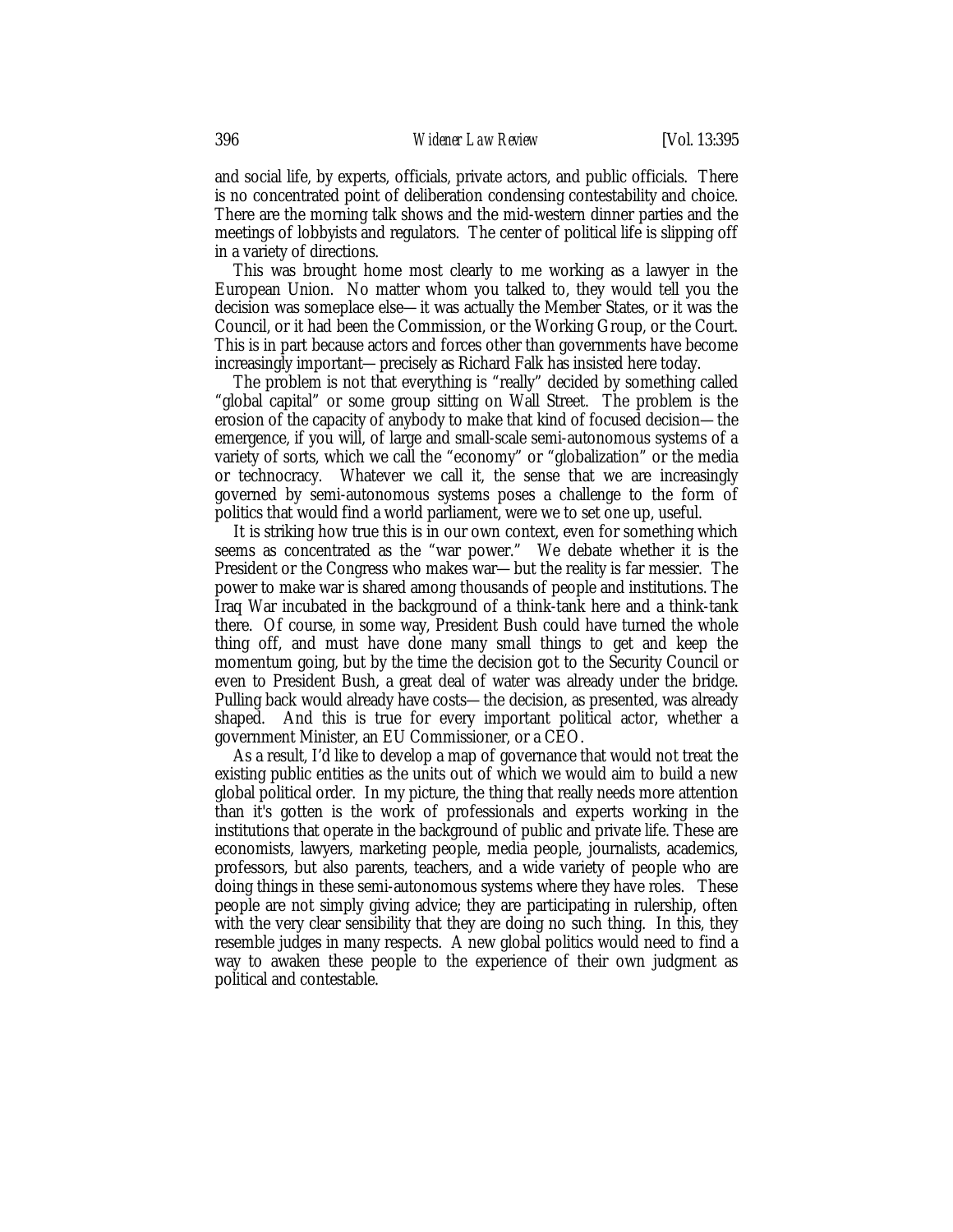and social life, by experts, officials, private actors, and public officials. There is no concentrated point of deliberation condensing contestability and choice. There are the morning talk shows and the mid-western dinner parties and the meetings of lobbyists and regulators. The center of political life is slipping off in a variety of directions.

This was brought home most clearly to me working as a lawyer in the European Union. No matter whom you talked to, they would tell you the decision was someplace else—it was actually the Member States, or it was the Council, or it had been the Commission, or the Working Group, or the Court. This is in part because actors and forces other than governments have become increasingly important—precisely as Richard Falk has insisted here today.

The problem is not that everything is "really" decided by something called "global capital" or some group sitting on Wall Street. The problem is the erosion of the capacity of anybody to make that kind of focused decision—the emergence, if you will, of large and small-scale semi-autonomous systems of a variety of sorts, which we call the "economy" or "globalization" or the media or technocracy. Whatever we call it, the sense that we are increasingly governed by semi-autonomous systems poses a challenge to the form of politics that would find a world parliament, were we to set one up, useful.

It is striking how true this is in our own context, even for something which seems as concentrated as the "war power." We debate whether it is the President or the Congress who makes war—but the reality is far messier. The power to make war is shared among thousands of people and institutions. The Iraq War incubated in the background of a think-tank here and a think-tank there. Of course, in some way, President Bush could have turned the whole thing off, and must have done many small things to get and keep the momentum going, but by the time the decision got to the Security Council or even to President Bush, a great deal of water was already under the bridge. Pulling back would already have costs—the decision, as presented, was already shaped. And this is true for every important political actor, whether a government Minister, an EU Commissioner, or a CEO.

As a result, I'd like to develop a map of governance that would not treat the existing public entities as the units out of which we would aim to build a new global political order. In my picture, the thing that really needs more attention than it's gotten is the work of professionals and experts working in the institutions that operate in the background of public and private life. These are economists, lawyers, marketing people, media people, journalists, academics, professors, but also parents, teachers, and a wide variety of people who are doing things in these semi-autonomous systems where they have roles. These people are not simply giving advice; they are participating in rulership, often with the very clear sensibility that they are doing no such thing. In this, they resemble judges in many respects. A new global politics would need to find a way to awaken these people to the experience of their own judgment as political and contestable.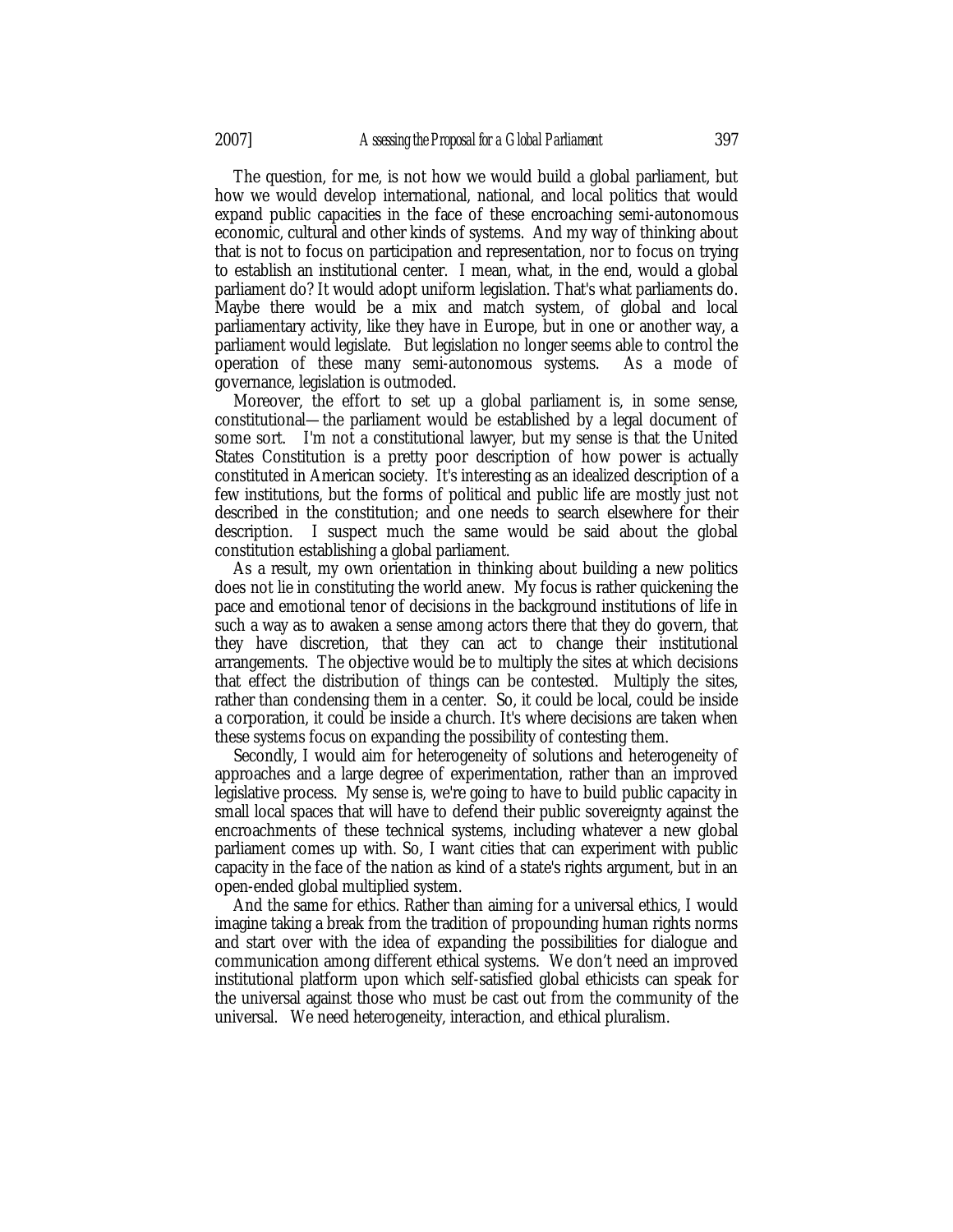The question, for me, is not how we would build a global parliament, but how we would develop international, national, and local politics that would expand public capacities in the face of these encroaching semi-autonomous economic, cultural and other kinds of systems. And my way of thinking about that is not to focus on participation and representation, nor to focus on trying to establish an institutional center. I mean, what, in the end, would a global parliament do? It would adopt uniform legislation. That's what parliaments do. Maybe there would be a mix and match system, of global and local parliamentary activity, like they have in Europe, but in one or another way, a parliament would legislate. But legislation no longer seems able to control the operation of these many semi-autonomous systems. As a mode of governance, legislation is outmoded.

Moreover, the effort to set up a global parliament is, in some sense, constitutional—the parliament would be established by a legal document of some sort. I'm not a constitutional lawyer, but my sense is that the United States Constitution is a pretty poor description of how power is actually constituted in American society. It's interesting as an idealized description of a few institutions, but the forms of political and public life are mostly just not described in the constitution; and one needs to search elsewhere for their description. I suspect much the same would be said about the global constitution establishing a global parliament.

As a result, my own orientation in thinking about building a new politics does not lie in constituting the world anew. My focus is rather quickening the pace and emotional tenor of decisions in the background institutions of life in such a way as to awaken a sense among actors there that they do govern, that they have discretion, that they can act to change their institutional arrangements. The objective would be to multiply the sites at which decisions that effect the distribution of things can be contested. Multiply the sites, rather than condensing them in a center. So, it could be local, could be inside a corporation, it could be inside a church. It's where decisions are taken when these systems focus on expanding the possibility of contesting them.

Secondly, I would aim for heterogeneity of solutions and heterogeneity of approaches and a large degree of experimentation, rather than an improved legislative process. My sense is, we're going to have to build public capacity in small local spaces that will have to defend their public sovereignty against the encroachments of these technical systems, including whatever a new global parliament comes up with. So, I want cities that can experiment with public capacity in the face of the nation as kind of a state's rights argument, but in an open-ended global multiplied system.

And the same for ethics. Rather than aiming for a universal ethics, I would imagine taking a break from the tradition of propounding human rights norms and start over with the idea of expanding the possibilities for dialogue and communication among different ethical systems. We don't need an improved institutional platform upon which self-satisfied global ethicists can speak for the universal against those who must be cast out from the community of the universal. We need heterogeneity, interaction, and ethical pluralism.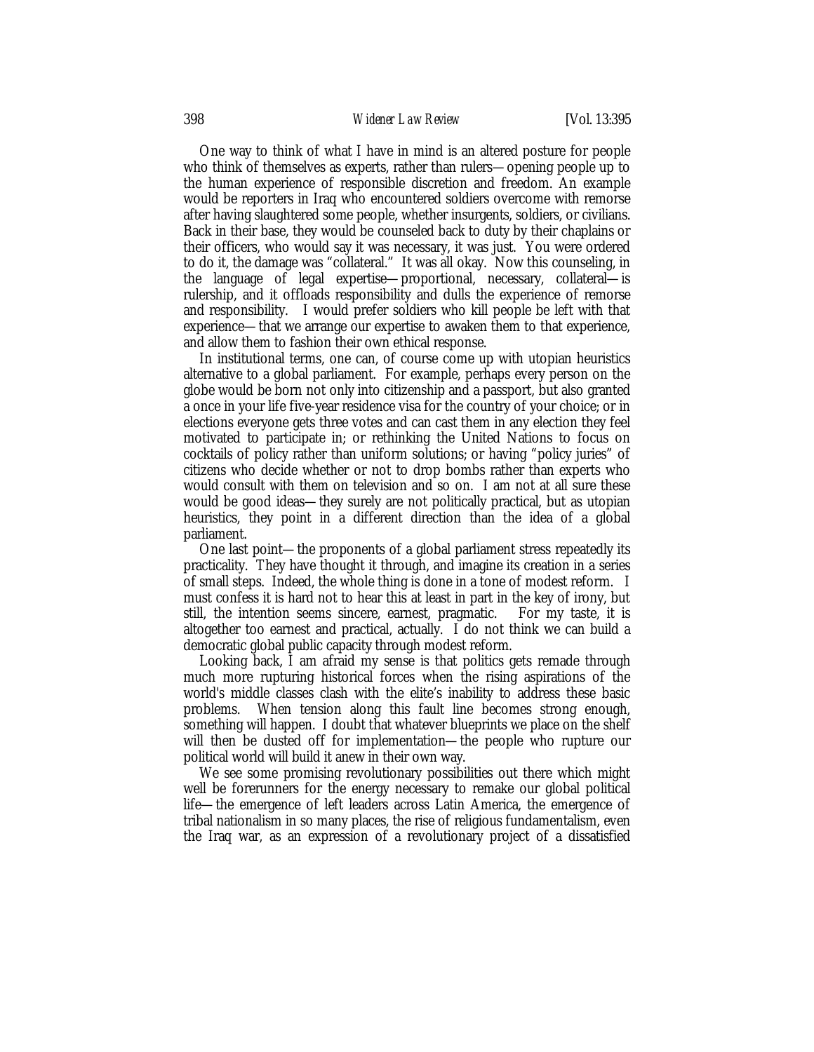One way to think of what I have in mind is an altered posture for people who think of themselves as experts, rather than rulers—opening people up to the human experience of responsible discretion and freedom. An example would be reporters in Iraq who encountered soldiers overcome with remorse after having slaughtered some people, whether insurgents, soldiers, or civilians. Back in their base, they would be counseled back to duty by their chaplains or their officers, who would say it was necessary, it was just. You were ordered to do it, the damage was "collateral." It was all okay. Now this counseling, in the language of legal expertise—proportional, necessary, collateral—is rulership, and it offloads responsibility and dulls the experience of remorse and responsibility. I would prefer soldiers who kill people be left with that experience—that we arrange our expertise to awaken them to that experience, and allow them to fashion their own ethical response.

In institutional terms, one can, of course come up with utopian heuristics alternative to a global parliament. For example, perhaps every person on the globe would be born not only into citizenship and a passport, but also granted a once in your life five-year residence visa for the country of your choice; or in elections everyone gets three votes and can cast them in any election they feel motivated to participate in; or rethinking the United Nations to focus on cocktails of policy rather than uniform solutions; or having "policy juries" of citizens who decide whether or not to drop bombs rather than experts who would consult with them on television and so on. I am not at all sure these would be good ideas—they surely are not politically practical, but as utopian heuristics, they point in a different direction than the idea of a global parliament.

One last point—the proponents of a global parliament stress repeatedly its practicality. They have thought it through, and imagine its creation in a series of small steps. Indeed, the whole thing is done in a tone of modest reform. I must confess it is hard not to hear this at least in part in the key of irony, but still, the intention seems sincere, earnest, pragmatic. For my taste, it is altogether too earnest and practical, actually. I do not think we can build a democratic global public capacity through modest reform.

Looking back, I am afraid my sense is that politics gets remade through much more rupturing historical forces when the rising aspirations of the world's middle classes clash with the elite's inability to address these basic problems. When tension along this fault line becomes strong enough, something will happen. I doubt that whatever blueprints we place on the shelf will then be dusted off for implementation—the people who rupture our political world will build it anew in their own way.

We see some promising revolutionary possibilities out there which might well be forerunners for the energy necessary to remake our global political life—the emergence of left leaders across Latin America, the emergence of tribal nationalism in so many places, the rise of religious fundamentalism, even the Iraq war, as an expression of a revolutionary project of a dissatisfied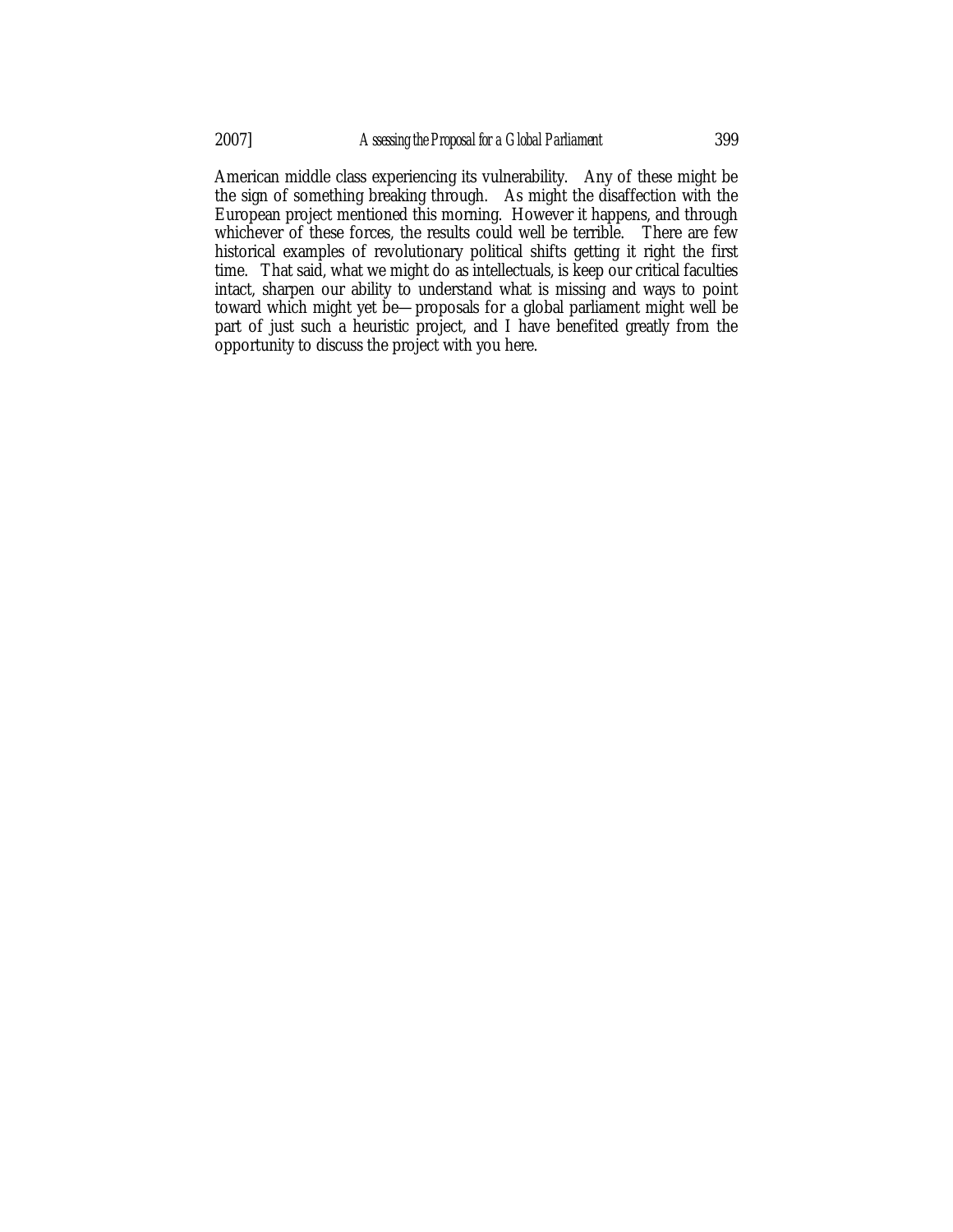American middle class experiencing its vulnerability. Any of these might be the sign of something breaking through. As might the disaffection with the European project mentioned this morning. However it happens, and through whichever of these forces, the results could well be terrible. There are few historical examples of revolutionary political shifts getting it right the first time. That said, what we might do as intellectuals, is keep our critical faculties intact, sharpen our ability to understand what is missing and ways to point toward which might yet be—proposals for a global parliament might well be part of just such a heuristic project, and I have benefited greatly from the opportunity to discuss the project with you here.